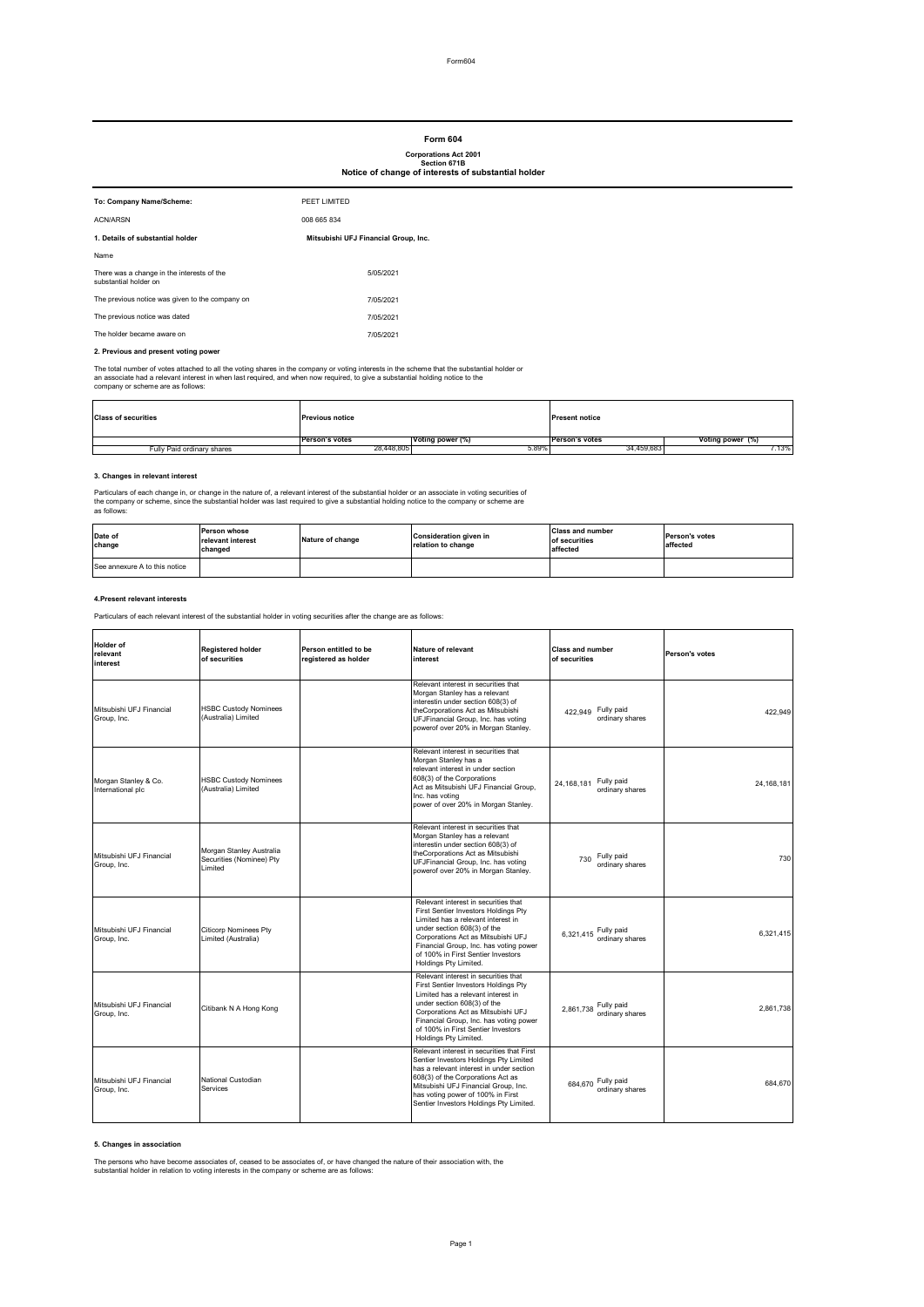# Form 604

**Corporations Act 2001**
**Section 671B**
**Notice of change of interests of substantial holder**

| | |
|---|---|
| **To: Company Name/Scheme:** | PEET LIMITED |
| ACN/ARSN | 008 665 834 |
| **1. Details of substantial holder** | **Mitsubishi UFJ Financial Group, Inc.** |
| Name | |
| There was a change in the interests of the substantial holder on | 5/05/2021 |
| The previous notice was given to the company on | 7/05/2021 |
| The previous notice was dated | 7/05/2021 |
| The holder became aware on | 7/05/2021 |

**2. Previous and present voting power**

The total number of votes attached to all the voting shares in the company or voting interests in the scheme that the substantial holder or an associate had a relevant interest in when last required, and when now required, to give a substantial holding notice to the company or scheme are as follows:

| Class of securities | Previous notice | | Present notice | |
|---|---|---|---|---|
| | Person's votes | Voting power (%) | Person's votes | Voting power (%) |
| Fully Paid ordinary shares | 28,448,805 | 5.89% | 34,459,683 | 7.13% |

**3. Changes in relevant interest**

Particulars of each change in, or change in the nature of, a relevant interest of the substantial holder or an associate in voting securities of the company or scheme, since the substantial holder was last required to give a substantial holding notice to the company or scheme are as follows:

| Date of change | Person whose relevant interest changed | Nature of change | Consideration given in relation to change | Class and number of securities affected | Person's votes affected |
|---|---|---|---|---|---|
| See annexure A to this notice | | | | | |

**4.Present relevant interests**

Particulars of each relevant interest of the substantial holder in voting securities after the change are as follows:

| Holder of relevant interest | Registered holder of securities | Person entitled to be registered as holder | Nature of relevant interest | Class and number of securities | Person's votes |
|---|---|---|---|---|---|
| Mitsubishi UFJ Financial Group, Inc. | HSBC Custody Nominees (Australia) Limited | | Relevant interest in securities that Morgan Stanley has a relevant interestin under section 608(3) of theCorporations Act as Mitsubishi UFJFinancial Group, Inc. has voting powerof over 20% in Morgan Stanley. | 422,949 Fully paid ordinary shares | 422,949 |
| Morgan Stanley & Co. International plc | HSBC Custody Nominees (Australia) Limited | | Relevant interest in securities that Morgan Stanley has a relevant interest in under section 608(3) of the Corporations Act as Mitsubishi UFJ Financial Group, Inc. has voting power of over 20% in Morgan Stanley. | 24,168,181 Fully paid ordinary shares | 24,168,181 |
| Mitsubishi UFJ Financial Group, Inc. | Morgan Stanley Australia Securities (Nominee) Pty Limited | | Relevant interest in securities that Morgan Stanley has a relevant interestin under section 608(3) of theCorporations Act as Mitsubishi UFJFinancial Group, Inc. has voting powerof over 20% in Morgan Stanley. | 730 Fully paid ordinary shares | 730 |
| Mitsubishi UFJ Financial Group, Inc. | Citicorp Nominees Pty Limited (Australia) | | Relevant interest in securities that First Sentier Investors Holdings Pty Limited has a relevant interest in under section 608(3) of the Corporations Act as Mitsubishi UFJ Financial Group, Inc. has voting power of 100% in First Sentier Investors Holdings Pty Limited. | 6,321,415 Fully paid ordinary shares | 6,321,415 |
| Mitsubishi UFJ Financial Group, Inc. | Citibank N A Hong Kong | | Relevant interest in securities that First Sentier Investors Holdings Pty Limited has a relevant interest in under section 608(3) of the Corporations Act as Mitsubishi UFJ Financial Group, Inc. has voting power of 100% in First Sentier Investors Holdings Pty Limited. | 2,861,738 Fully paid ordinary shares | 2,861,738 |
| Mitsubishi UFJ Financial Group, Inc. | National Custodian Services | | Relevant interest in securities that First Sentier Investors Holdings Pty Limited has a relevant interest in under section 608(3) of the Corporations Act as Mitsubishi UFJ Financial Group, Inc. has voting power of 100% in First Sentier Investors Holdings Pty Limited. | 684,670 Fully paid ordinary shares | 684,670 |

**5. Changes in association**

The persons who have become associates of, ceased to be associates of, or have changed the nature of their association with, the substantial holder in relation to voting interests in the company or scheme are as follows: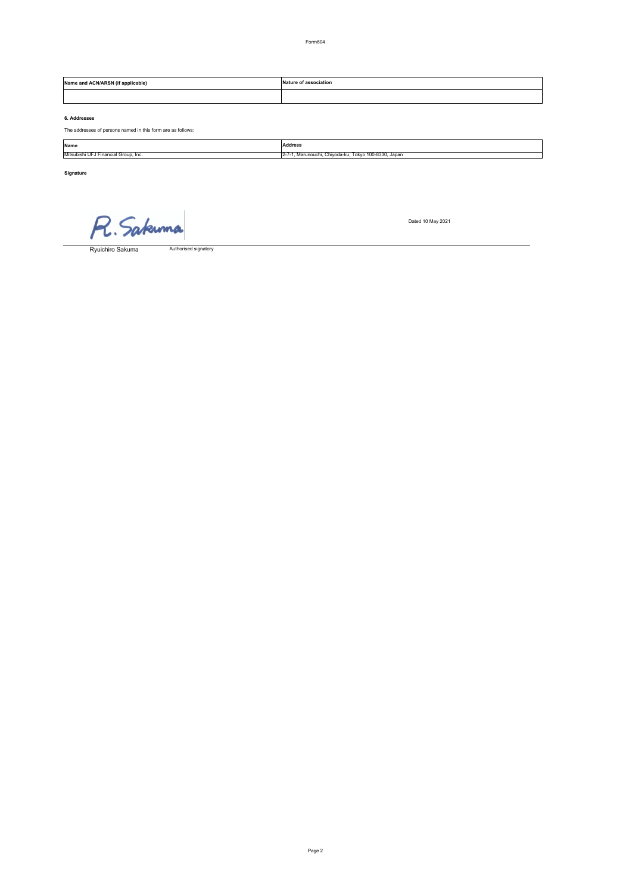| Name and ACN/ARSN (if applicable) | Nature of association |
| --- | --- |
| | |

**6. Addresses**

The addresses of persons named in this form are as follows:

| Name | Address |
| --- | --- |
| Mitsubishi UFJ Financial Group, Inc. | 2-7-1, Marunouchi, Chiyoda-ku, Tokyo 100-8330, Japan |

**Signature**

R. Sakuma

Dated 10 May 2021

Ryuichiro Sakuma — Authorised signatory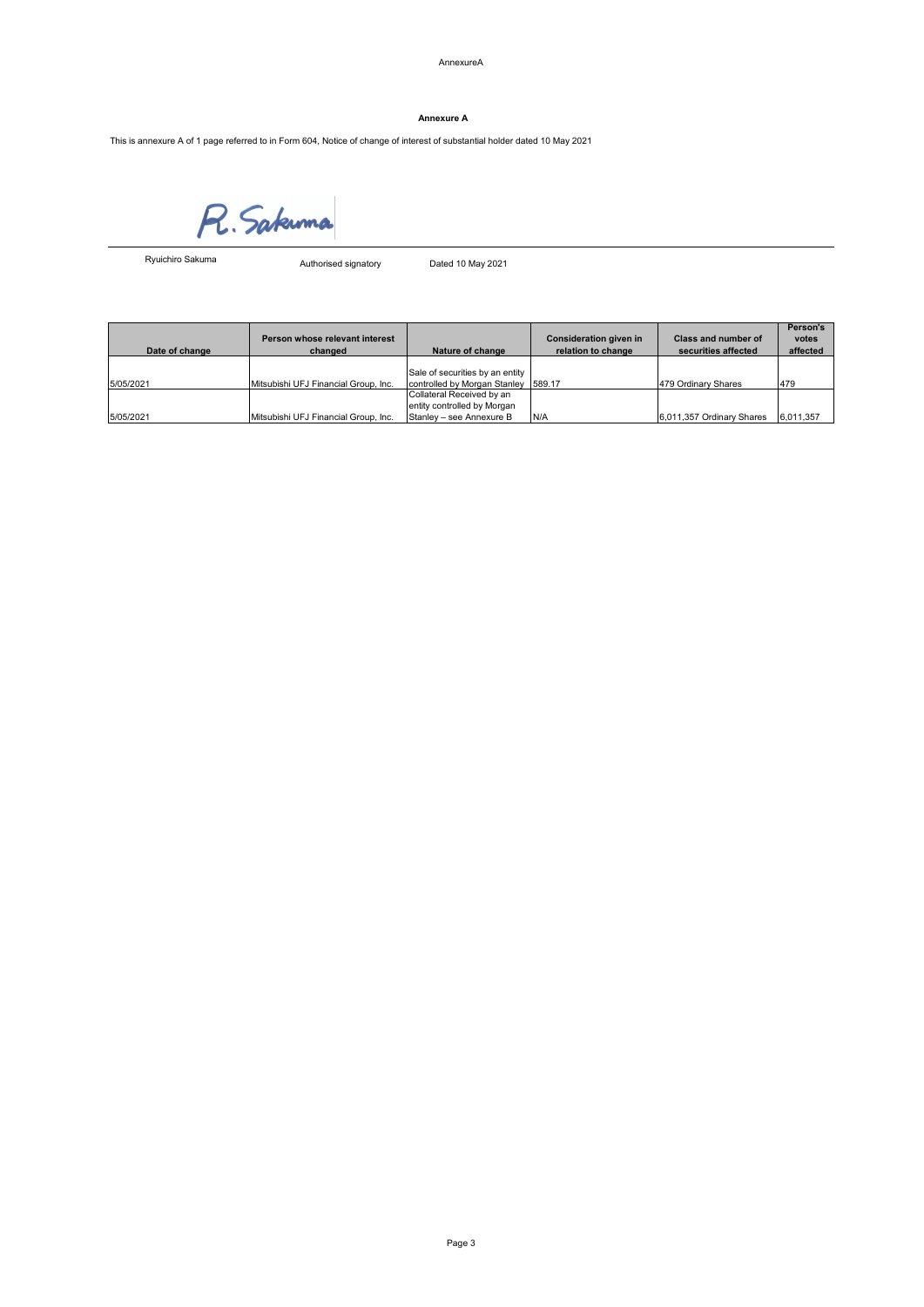**Annexure A**

This is annexure A of 1 page referred to in Form 604, Notice of change of interest of substantial holder dated 10 May 2021

R. Sakuma

Ryuichiro Sakuma    Authorised signatory    Dated 10 May 2021

| Date of change | Person whose relevant interest changed | Nature of change | Consideration given in relation to change | Class and number of securities affected | Person's votes affected |
|---|---|---|---|---|---|
| 5/05/2021 | Mitsubishi UFJ Financial Group, Inc. | Sale of securities by an entity controlled by Morgan Stanley | 589.17 | 479 Ordinary Shares | 479 |
| 5/05/2021 | Mitsubishi UFJ Financial Group, Inc. | Collateral Received by an entity controlled by Morgan Stanley – see Annexure B | N/A | 6,011,357 Ordinary Shares | 6,011,357 |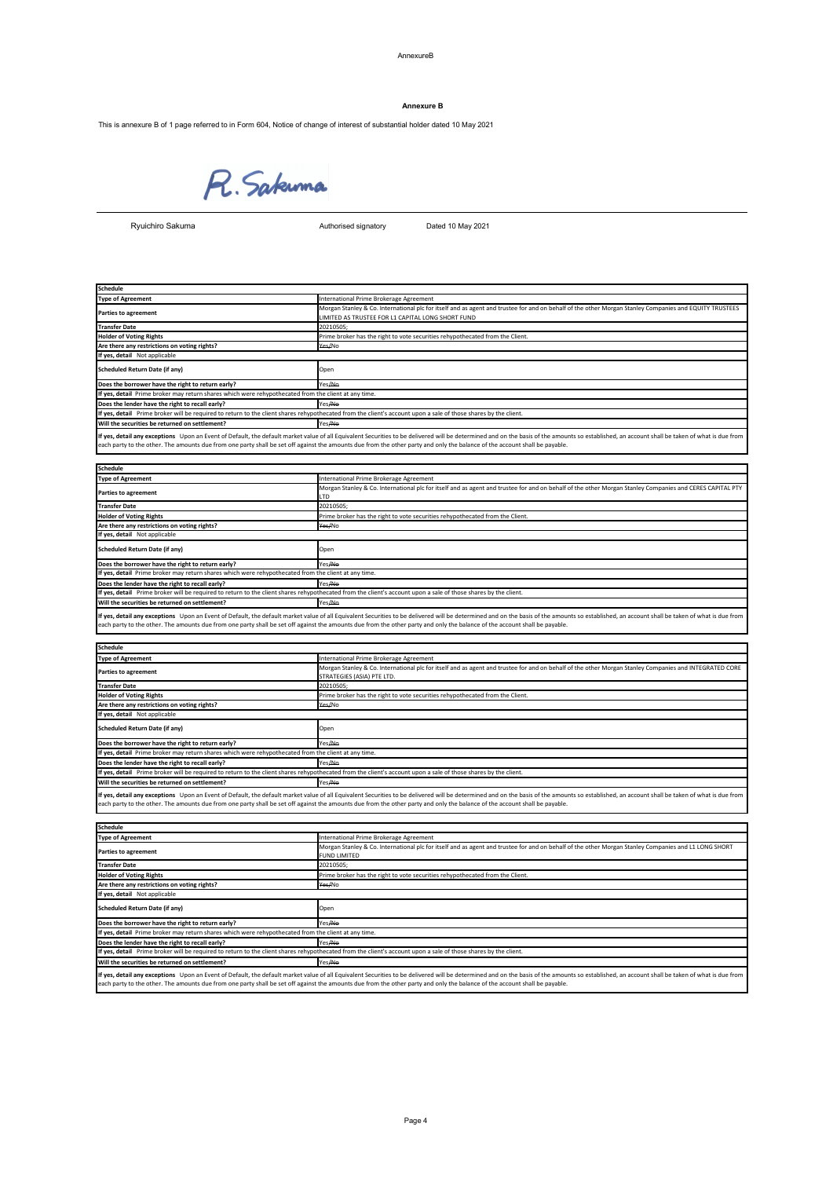## Annexure B

This is annexure B of 1 page referred to in Form 604, Notice of change of interest of substantial holder dated 10 May 2021

R. Sakuma

Ryuichiro Sakuma — Authorised signatory — Dated 10 May 2021

| Schedule | |
|---|---|
| Type of Agreement | International Prime Brokerage Agreement |
| Parties to agreement | Morgan Stanley & Co. International plc for itself and as agent and trustee for and on behalf of the other Morgan Stanley Companies and EQUITY TRUSTEES LIMITED AS TRUSTEE FOR L1 CAPITAL LONG SHORT FUND |
| Transfer Date | 20210505; |
| Holder of Voting Rights | Prime broker has the right to vote securities rehypothecated from the Client. |
| Are there any restrictions on voting rights? | ~~Yes~~/No |
| If yes, detail Not applicable | |
| Scheduled Return Date (if any) | Open |
| Does the borrower have the right to return early? | Yes/~~No~~ |
| If yes, detail Prime broker may return shares which were rehypothecated from the client at any time. | |
| Does the lender have the right to recall early? | Yes/~~No~~ |
| If yes, detail Prime broker will be required to return to the client shares rehypothecated from the client's account upon a sale of those shares by the client. | |
| Will the securities be returned on settlement? | Yes/~~No~~ |
| If yes, detail any exceptions Upon an Event of Default, the default market value of all Equivalent Securities to be delivered will be determined and on the basis of the amounts so established, an account shall be taken of what is due from each party to the other. The amounts due from one party shall be set off against the amounts due from the other party and only the balance of the account shall be payable. | |

| Schedule | |
|---|---|
| Type of Agreement | International Prime Brokerage Agreement |
| Parties to agreement | Morgan Stanley & Co. International plc for itself and as agent and trustee for and on behalf of the other Morgan Stanley Companies and CERES CAPITAL PTY LTD |
| Transfer Date | 20210505; |
| Holder of Voting Rights | Prime broker has the right to vote securities rehypothecated from the Client. |
| Are there any restrictions on voting rights? | ~~Yes~~/No |
| If yes, detail Not applicable | |
| Scheduled Return Date (if any) | Open |
| Does the borrower have the right to return early? | Yes/~~No~~ |
| If yes, detail Prime broker may return shares which were rehypothecated from the client at any time. | |
| Does the lender have the right to recall early? | Yes/~~No~~ |
| If yes, detail Prime broker will be required to return to the client shares rehypothecated from the client's account upon a sale of those shares by the client. | |
| Will the securities be returned on settlement? | Yes/~~No~~ |
| If yes, detail any exceptions Upon an Event of Default, the default market value of all Equivalent Securities to be delivered will be determined and on the basis of the amounts so established, an account shall be taken of what is due from each party to the other. The amounts due from one party shall be set off against the amounts due from the other party and only the balance of the account shall be payable. | |

| Schedule | |
|---|---|
| Type of Agreement | International Prime Brokerage Agreement |
| Parties to agreement | Morgan Stanley & Co. International plc for itself and as agent and trustee for and on behalf of the other Morgan Stanley Companies and INTEGRATED CORE STRATEGIES (ASIA) PTE LTD. |
| Transfer Date | 20210505; |
| Holder of Voting Rights | Prime broker has the right to vote securities rehypothecated from the Client. |
| Are there any restrictions on voting rights? | ~~Yes~~/No |
| If yes, detail Not applicable | |
| Scheduled Return Date (if any) | Open |
| Does the borrower have the right to return early? | Yes/~~No~~ |
| If yes, detail Prime broker may return shares which were rehypothecated from the client at any time. | |
| Does the lender have the right to recall early? | Yes/~~No~~ |
| If yes, detail Prime broker will be required to return to the client shares rehypothecated from the client's account upon a sale of those shares by the client. | |
| Will the securities be returned on settlement? | Yes/~~No~~ |
| If yes, detail any exceptions Upon an Event of Default, the default market value of all Equivalent Securities to be delivered will be determined and on the basis of the amounts so established, an account shall be taken of what is due from each party to the other. The amounts due from one party shall be set off against the amounts due from the other party and only the balance of the account shall be payable. | |

| Schedule | |
|---|---|
| Type of Agreement | International Prime Brokerage Agreement |
| Parties to agreement | Morgan Stanley & Co. International plc for itself and as agent and trustee for and on behalf of the other Morgan Stanley Companies and L1 LONG SHORT FUND LIMITED |
| Transfer Date | 20210505; |
| Holder of Voting Rights | Prime broker has the right to vote securities rehypothecated from the Client. |
| Are there any restrictions on voting rights? | ~~Yes~~/No |
| If yes, detail Not applicable | |
| Scheduled Return Date (if any) | Open |
| Does the borrower have the right to return early? | Yes/~~No~~ |
| If yes, detail Prime broker may return shares which were rehypothecated from the client at any time. | |
| Does the lender have the right to recall early? | Yes/~~No~~ |
| If yes, detail Prime broker will be required to return to the client shares rehypothecated from the client's account upon a sale of those shares by the client. | |
| Will the securities be returned on settlement? | Yes/~~No~~ |
| If yes, detail any exceptions Upon an Event of Default, the default market value of all Equivalent Securities to be delivered will be determined and on the basis of the amounts so established, an account shall be taken of what is due from each party to the other. The amounts due from one party shall be set off against the amounts due from the other party and only the balance of the account shall be payable. | |